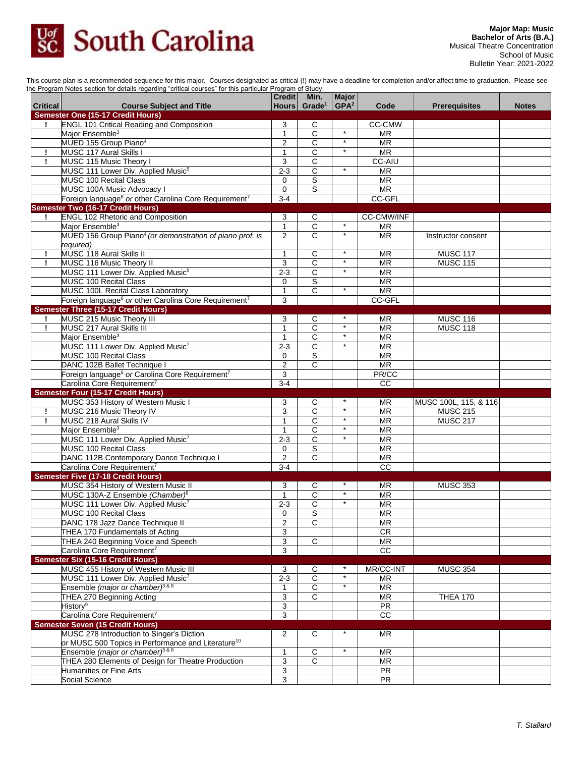Major Map: Music
Bachelor of Arts (B.A.)
Musical Theatre Concentration
School of Music
Bulletin Year: 2021-2022

This course plan is a recommended sequence for this major. Courses designated as critical (!) may have a deadline for completion and/or affect time to graduation. Please see the Program Notes section for details regarding "critical courses" for this particular Program of Study.

| Critical | Course Subject and Title | Credit Hours | Min. Grade[1] | Major GPA[2] | Code | Prerequisites | Notes |
|---|---|---|---|---|---|---|---|
| **Semester One (15-17 Credit Hours)** | | | | | | | |
| ! | ENGL 101 Critical Reading and Composition | 3 | C | | CC-CMW | | |
| | Major Ensemble[3] | 1 | C | * | MR | | |
| | MUED 155 Group Piano[4] | 2 | C | * | MR | | |
| ! | MUSC 117 Aural Skills I | 1 | C | * | MR | | |
| ! | MUSC 115 Music Theory I | 3 | C | | CC-AIU | | |
| | MUSC 111 Lower Div. Applied Music[5] | 2-3 | C | * | MR | | |
| | MUSC 100 Recital Class | 0 | S | | MR | | |
| | MUSC 100A Music Advocacy I | 0 | S | | MR | | |
| | Foreign language[6] *or* other Carolina Core Requirement[7] | 3-4 | | | CC-GFL | | |
| **Semester Two (16-17 Credit Hours)** | | | | | | | |
| ! | ENGL 102 Rhetoric and Composition | 3 | C | | CC-CMW/INF | | |
| | Major Ensemble[3] | 1 | C | * | MR | | |
| | MUED 156 Group Piano[4] *(or demonstration of piano prof. is required)* | 2 | C | * | MR | Instructor consent | |
| ! | MUSC 118 Aural Skills II | 1 | C | * | MR | MUSC 117 | |
| ! | MUSC 116 Music Theory II | 3 | C | * | MR | MUSC 115 | |
| | MUSC 111 Lower Div. Applied Music[5] | 2-3 | C | * | MR | | |
| | MUSC 100 Recital Class | 0 | S | | MR | | |
| | MUSC 100L Recital Class Laboratory | 1 | C | * | MR | | |
| | Foreign language[6] *or* other Carolina Core Requirement[7] | 3 | | | CC-GFL | | |
| **Semester Three (15-17 Credit Hours)** | | | | | | | |
| ! | MUSC 215 Music Theory III | 3 | C | * | MR | MUSC 116 | |
| ! | MUSC 217 Aural Skills III | 1 | C | * | MR | MUSC 118 | |
| | Major Ensemble[3] | 1 | C | * | MR | | |
| | MUSC 111 Lower Div. Applied Music[7] | 2-3 | C | * | MR | | |
| | MUSC 100 Recital Class | 0 | S | | MR | | |
| | DANC 102B Ballet Technique I | 2 | C | | MR | | |
| | Foreign language[6] *or* Carolina Core Requirement[7] | 3 | | | PR/CC | | |
| | Carolina Core Requirement[7] | 3-4 | | | CC | | |
| **Semester Four (15-17 Credit Hours)** | | | | | | | |
| | MUSC 353 History of Western Music I | 3 | C | * | MR | MUSC 100L, 115, & 116 | |
| ! | MUSC 216 Music Theory IV | 3 | C | * | MR | MUSC 215 | |
| ! | MUSC 218 Aural Skills IV | 1 | C | * | MR | MUSC 217 | |
| | Major Ensemble[3] | 1 | C | * | MR | | |
| | MUSC 111 Lower Div. Applied Music[7] | 2-3 | C | * | MR | | |
| | MUSC 100 Recital Class | 0 | S | | MR | | |
| | DANC 112B Contemporary Dance Technique I | 2 | C | | MR | | |
| | Carolina Core Requirement[7] | 3-4 | | | CC | | |
| **Semester Five (17-18 Credit Hours)** | | | | | | | |
| | MUSC 354 History of Western Music II | 3 | C | * | MR | MUSC 353 | |
| | MUSC 130A-Z Ensemble *(Chamber)*[8] | 1 | C | * | MR | | |
| | MUSC 111 Lower Div. Applied Music[7] | 2-3 | C | * | MR | | |
| | MUSC 100 Recital Class | 0 | S | | MR | | |
| | DANC 178 Jazz Dance Technique II | 2 | C | | MR | | |
| | THEA 170 Fundamentals of Acting | 3 | | | CR | | |
| | THEA 240 Beginning Voice and Speech | 3 | C | | MR | | |
| | Carolina Core Requirement[7] | 3 | | | CC | | |
| **Semester Six (15-16 Credit Hours)** | | | | | | | |
| | MUSC 455 History of Western Music III | 3 | C | * | MR/CC-INT | MUSC 354 | |
| | MUSC 111 Lower Div. Applied Music[7] | 2-3 | C | * | MR | | |
| | Ensemble *(major or chamber)*[3 & 8] | 1 | C | * | MR | | |
| | THEA 270 Beginning Acting | 3 | C | | MR | THEA 170 | |
| | History[9] | 3 | | | PR | | |
| | Carolina Core Requirement[7] | 3 | | | CC | | |
| **Semester Seven (15 Credit Hours)** | | | | | | | |
| | MUSC 278 Introduction to Singer's Diction *or* MUSC 500 Topics in Performance and Literature[10] | 2 | C | * | MR | | |
| | Ensemble *(major or chamber)*[3 & 8] | 1 | C | * | MR | | |
| | THEA 280 Elements of Design for Theatre Production | 3 | C | | MR | | |
| | Humanities or Fine Arts | 3 | | | PR | | |
| | Social Science | 3 | | | PR | | |

T. Stallard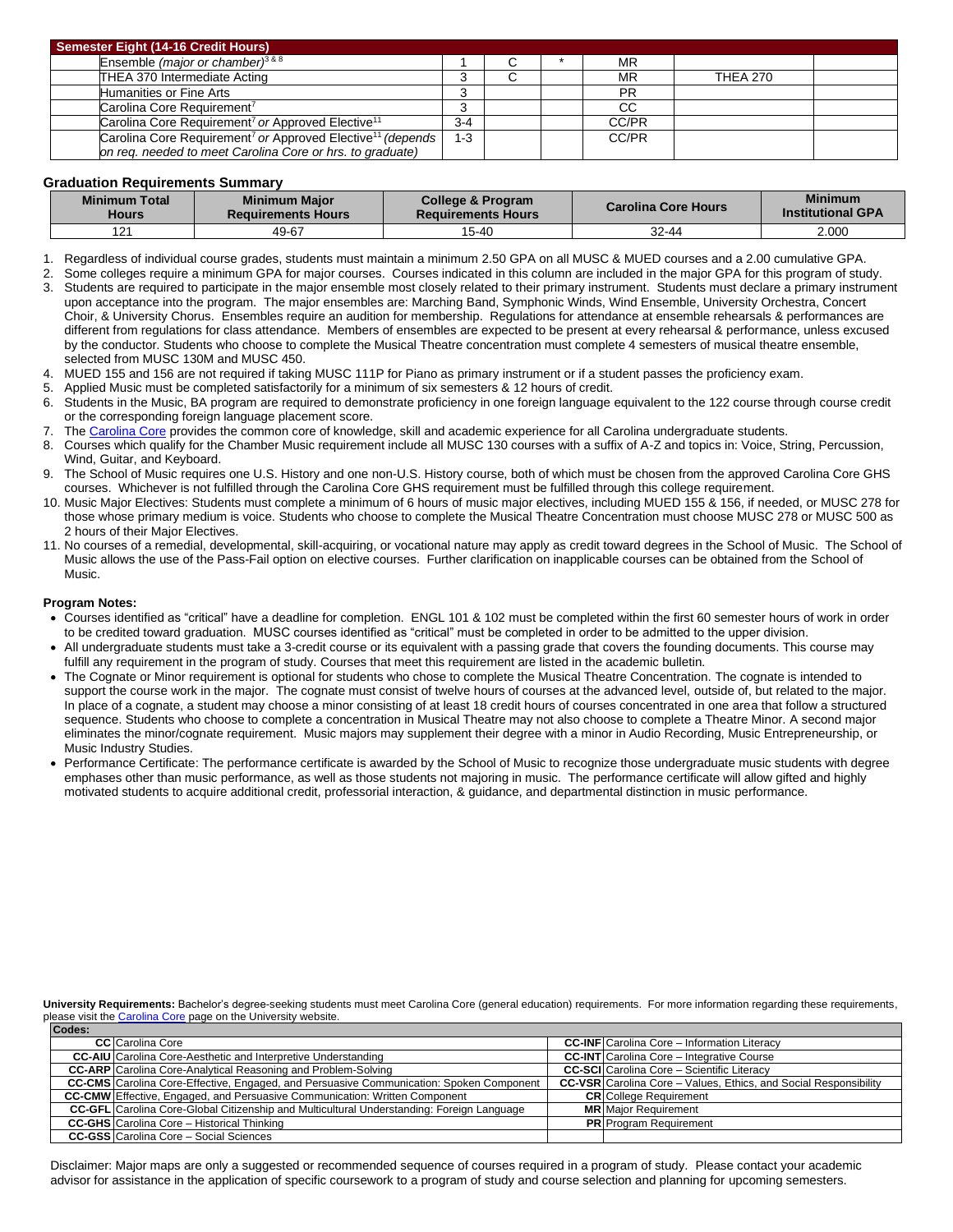| Semester Eight (14-16 Credit Hours) | | | | | | |
|---|---|---|---|---|---|---|
| Ensemble *(major or chamber)*[3 & 8] | 1 | C | * | MR | | |
| THEA 370 Intermediate Acting | 3 | C | | MR | THEA 270 | |
| Humanities or Fine Arts | 3 | | | PR | | |
| Carolina Core Requirement[7] | 3 | | | CC | | |
| Carolina Core Requirement[7] *or* Approved Elective[11] | 3-4 | | | CC/PR | | |
| Carolina Core Requirement[7] *or* Approved Elective[11] *(depends on req. needed to meet Carolina Core or hrs. to graduate)* | 1-3 | | | CC/PR | | |

### Graduation Requirements Summary

| Minimum Total Hours | Minimum Major Requirements Hours | College & Program Requirements Hours | Carolina Core Hours | Minimum Institutional GPA |
|---|---|---|---|---|
| 121 | 49-67 | 15-40 | 32-44 | 2.000 |

1. Regardless of individual course grades, students must maintain a minimum 2.50 GPA on all MUSC & MUED courses and a 2.00 cumulative GPA.
2. Some colleges require a minimum GPA for major courses. Courses indicated in this column are included in the major GPA for this program of study.
3. Students are required to participate in the major ensemble most closely related to their primary instrument. Students must declare a primary instrument upon acceptance into the program. The major ensembles are: Marching Band, Symphonic Winds, Wind Ensemble, University Orchestra, Concert Choir, & University Chorus. Ensembles require an audition for membership. Regulations for attendance at ensemble rehearsals & performances are different from regulations for class attendance. Members of ensembles are expected to be present at every rehearsal & performance, unless excused by the conductor. Students who choose to complete the Musical Theatre concentration must complete 4 semesters of musical theatre ensemble, selected from MUSC 130M and MUSC 450.
4. MUED 155 and 156 are not required if taking MUSC 111P for Piano as primary instrument or if a student passes the proficiency exam.
5. Applied Music must be completed satisfactorily for a minimum of six semesters & 12 hours of credit.
6. Students in the Music, BA program are required to demonstrate proficiency in one foreign language equivalent to the 122 course through course credit or the corresponding foreign language placement score.
7. The Carolina Core provides the common core of knowledge, skill and academic experience for all Carolina undergraduate students.
8. Courses which qualify for the Chamber Music requirement include all MUSC 130 courses with a suffix of A-Z and topics in: Voice, String, Percussion, Wind, Guitar, and Keyboard.
9. The School of Music requires one U.S. History and one non-U.S. History course, both of which must be chosen from the approved Carolina Core GHS courses. Whichever is not fulfilled through the Carolina Core GHS requirement must be fulfilled through this college requirement.
10. Music Major Electives: Students must complete a minimum of 6 hours of music major electives, including MUED 155 & 156, if needed, or MUSC 278 for those whose primary medium is voice. Students who choose to complete the Musical Theatre Concentration must choose MUSC 278 or MUSC 500 as 2 hours of their Major Electives.
11. No courses of a remedial, developmental, skill-acquiring, or vocational nature may apply as credit toward degrees in the School of Music. The School of Music allows the use of the Pass-Fail option on elective courses. Further clarification on inapplicable courses can be obtained from the School of Music.

**Program Notes:**

- Courses identified as "critical" have a deadline for completion. ENGL 101 & 102 must be completed within the first 60 semester hours of work in order to be credited toward graduation. MUSC courses identified as "critical" must be completed in order to be admitted to the upper division.
- All undergraduate students must take a 3-credit course or its equivalent with a passing grade that covers the founding documents. This course may fulfill any requirement in the program of study. Courses that meet this requirement are listed in the academic bulletin.
- The Cognate or Minor requirement is optional for students who chose to complete the Musical Theatre Concentration. The cognate is intended to support the course work in the major. The cognate must consist of twelve hours of courses at the advanced level, outside of, but related to the major. In place of a cognate, a student may choose a minor consisting of at least 18 credit hours of courses concentrated in one area that follow a structured sequence. Students who choose to complete a concentration in Musical Theatre may not also choose to complete a Theatre Minor. A second major eliminates the minor/cognate requirement. Music majors may supplement their degree with a minor in Audio Recording, Music Entrepreneurship, or Music Industry Studies.
- Performance Certificate: The performance certificate is awarded by the School of Music to recognize those undergraduate music students with degree emphases other than music performance, as well as those students not majoring in music. The performance certificate will allow gifted and highly motivated students to acquire additional credit, professorial interaction, & guidance, and departmental distinction in music performance.

**University Requirements:** Bachelor's degree-seeking students must meet Carolina Core (general education) requirements. For more information regarding these requirements, please visit the Carolina Core page on the University website.

| Codes: | | | |
|---|---|---|---|
| **CC** | Carolina Core | **CC-INF** | Carolina Core – Information Literacy |
| **CC-AIU** | Carolina Core-Aesthetic and Interpretive Understanding | **CC-INT** | Carolina Core – Integrative Course |
| **CC-ARP** | Carolina Core-Analytical Reasoning and Problem-Solving | **CC-SCI** | Carolina Core – Scientific Literacy |
| **CC-CMS** | Carolina Core-Effective, Engaged, and Persuasive Communication: Spoken Component | **CC-VSR** | Carolina Core – Values, Ethics, and Social Responsibility |
| **CC-CMW** | Effective, Engaged, and Persuasive Communication: Written Component | **CR** | College Requirement |
| **CC-GFL** | Carolina Core-Global Citizenship and Multicultural Understanding: Foreign Language | **MR** | Major Requirement |
| **CC-GHS** | Carolina Core – Historical Thinking | **PR** | Program Requirement |
| **CC-GSS** | Carolina Core – Social Sciences | | |

Disclaimer: Major maps are only a suggested or recommended sequence of courses required in a program of study. Please contact your academic advisor for assistance in the application of specific coursework to a program of study and course selection and planning for upcoming semesters.